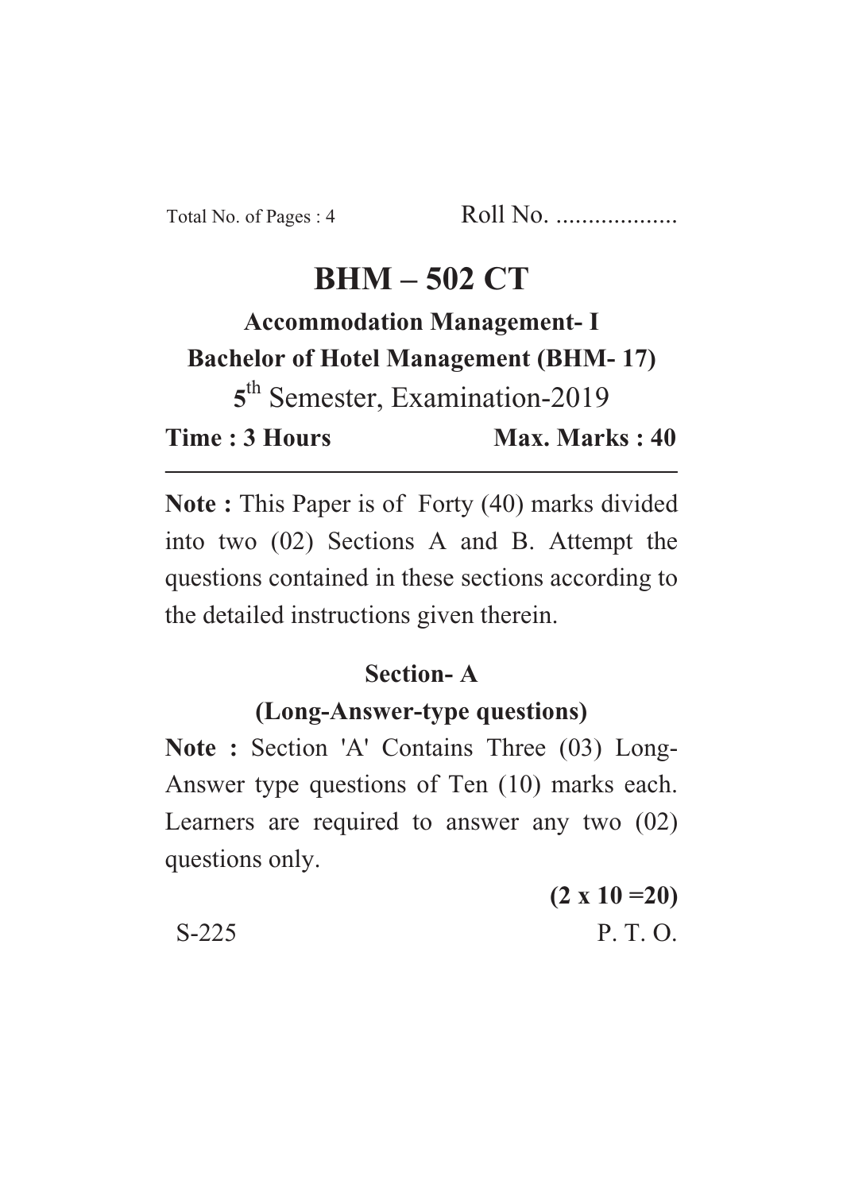Total No. of Pages : 4 Roll No. ...................

# BHM – 502 CT

## Accommodation Management- I

## Bachelor of Hotel Management (BHM- 17)

5th Semester, Examination-2019

**Time : 3 Hours** **Max. Marks : 40**

---

**Note :** This Paper is of Forty (40) marks divided into two (02) Sections A and B. Attempt the questions contained in these sections according to the detailed instructions given therein.

### Section- A

### (Long-Answer-type questions)

**Note :** Section 'A' Contains Three (03) Long-Answer type questions of Ten (10) marks each. Learners are required to answer any two (02) questions only.

**(2 x 10 =20)**

S-225 P. T. O.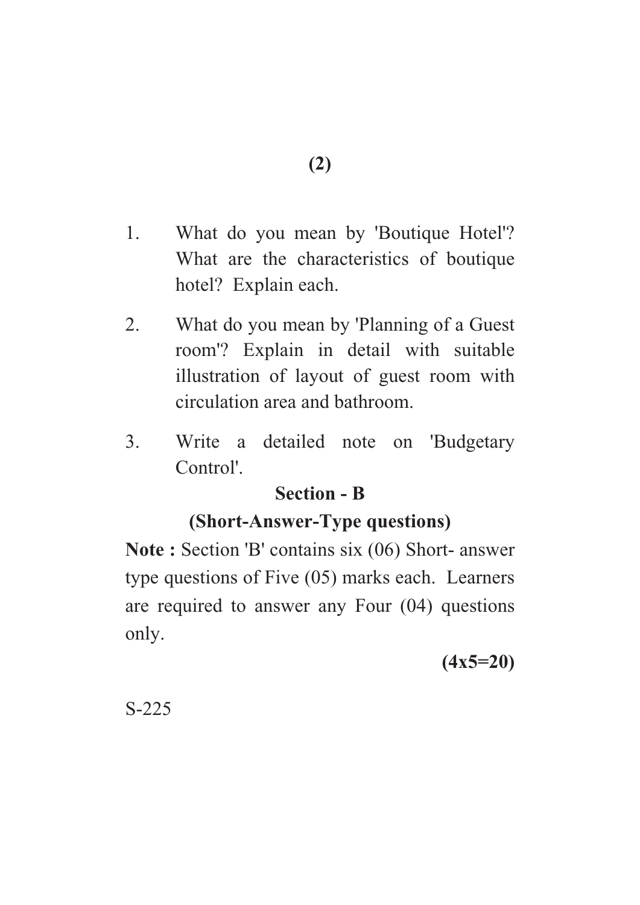1. What do you mean by 'Boutique Hotel'? What are the characteristics of boutique hotel? Explain each.

2. What do you mean by 'Planning of a Guest room'? Explain in detail with suitable illustration of layout of guest room with circulation area and bathroom.

3. Write a detailed note on 'Budgetary Control'.

## Section - B

### (Short-Answer-Type questions)

**Note :** Section 'B' contains six (06) Short- answer type questions of Five (05) marks each. Learners are required to answer any Four (04) questions only.

**(4x5=20)**

S-225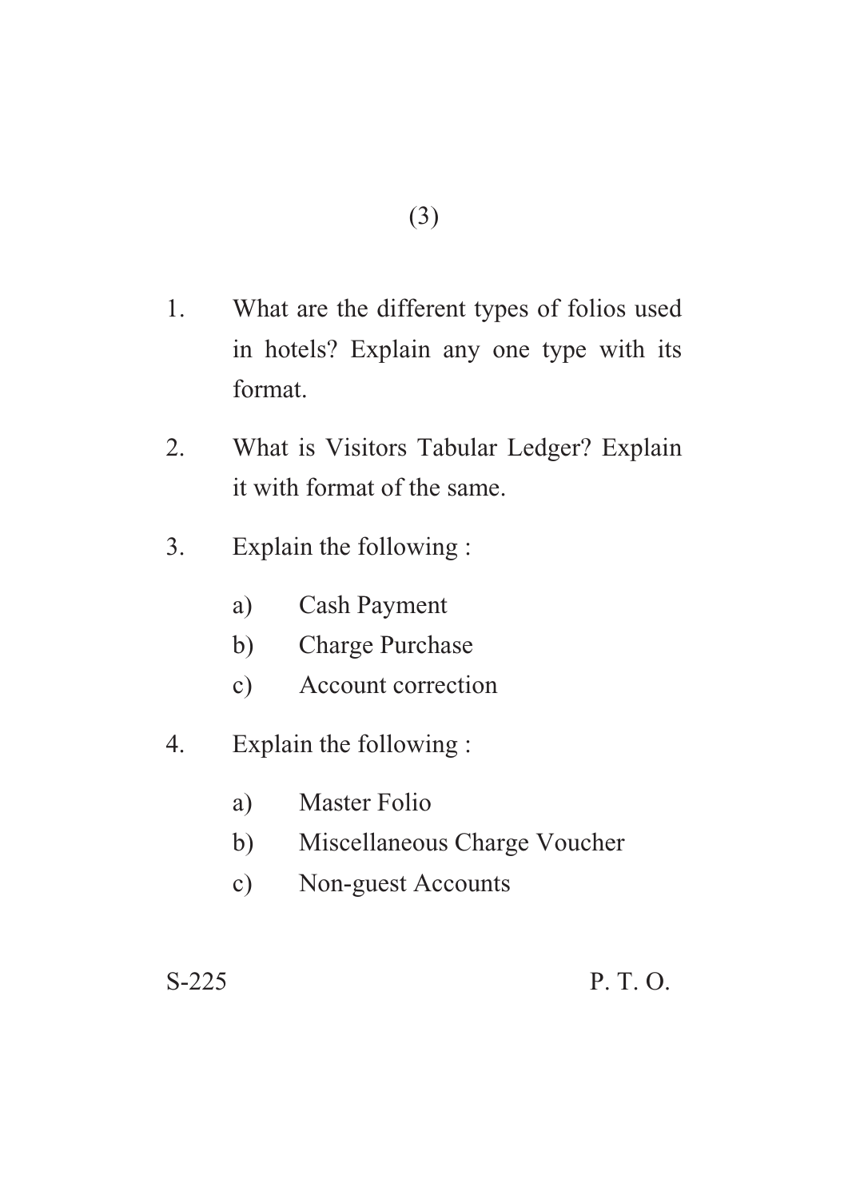1. What are the different types of folios used in hotels? Explain any one type with its format.

2. What is Visitors Tabular Ledger? Explain it with format of the same.

3. Explain the following :

   a) Cash Payment

   b) Charge Purchase

   c) Account correction

4. Explain the following :

   a) Master Folio

   b) Miscellaneous Charge Voucher

   c) Non-guest Accounts

S-225 P. T. O.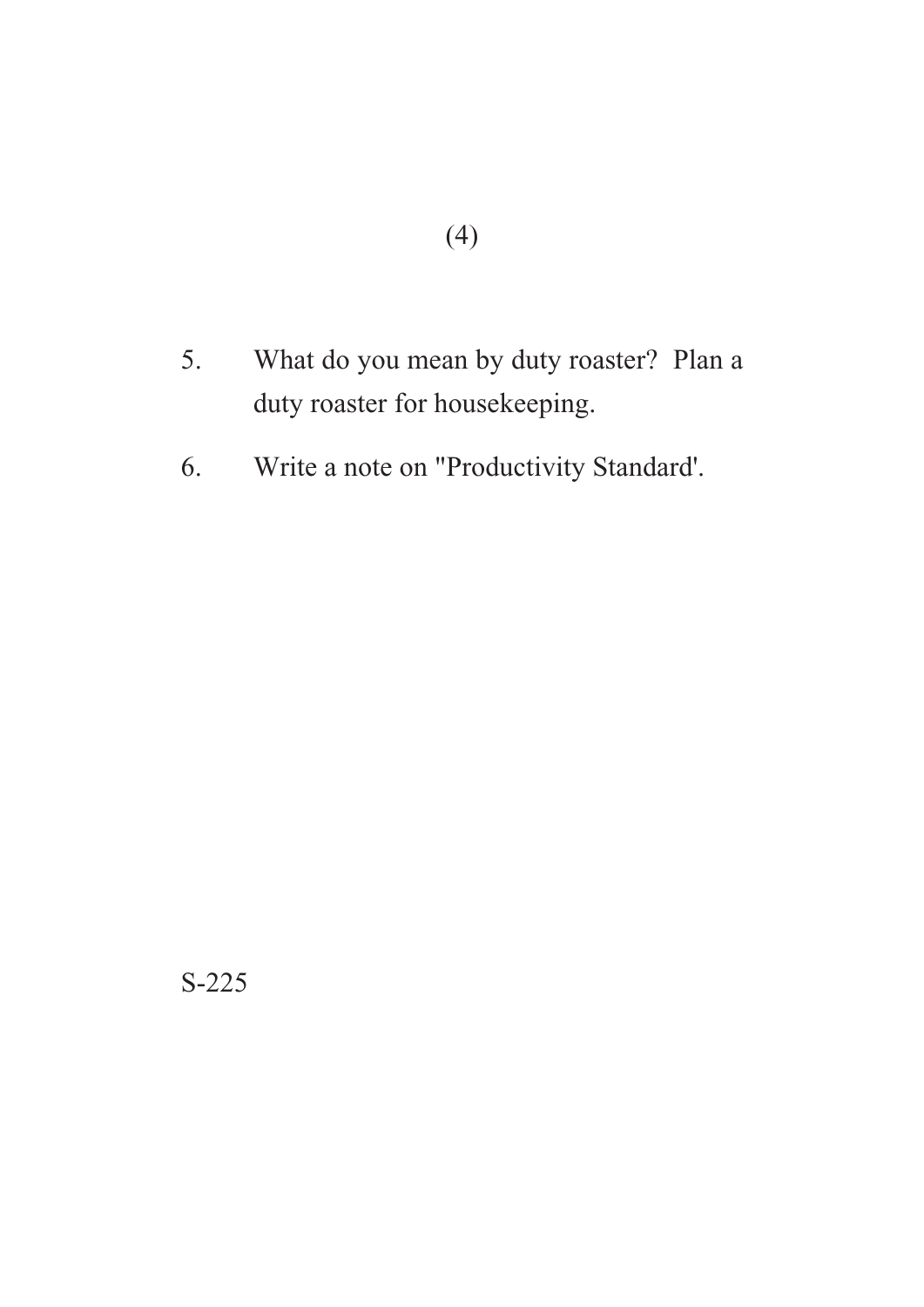5. What do you mean by duty roaster? Plan a duty roaster for housekeeping.

6. Write a note on "Productivity Standard'.

S-225